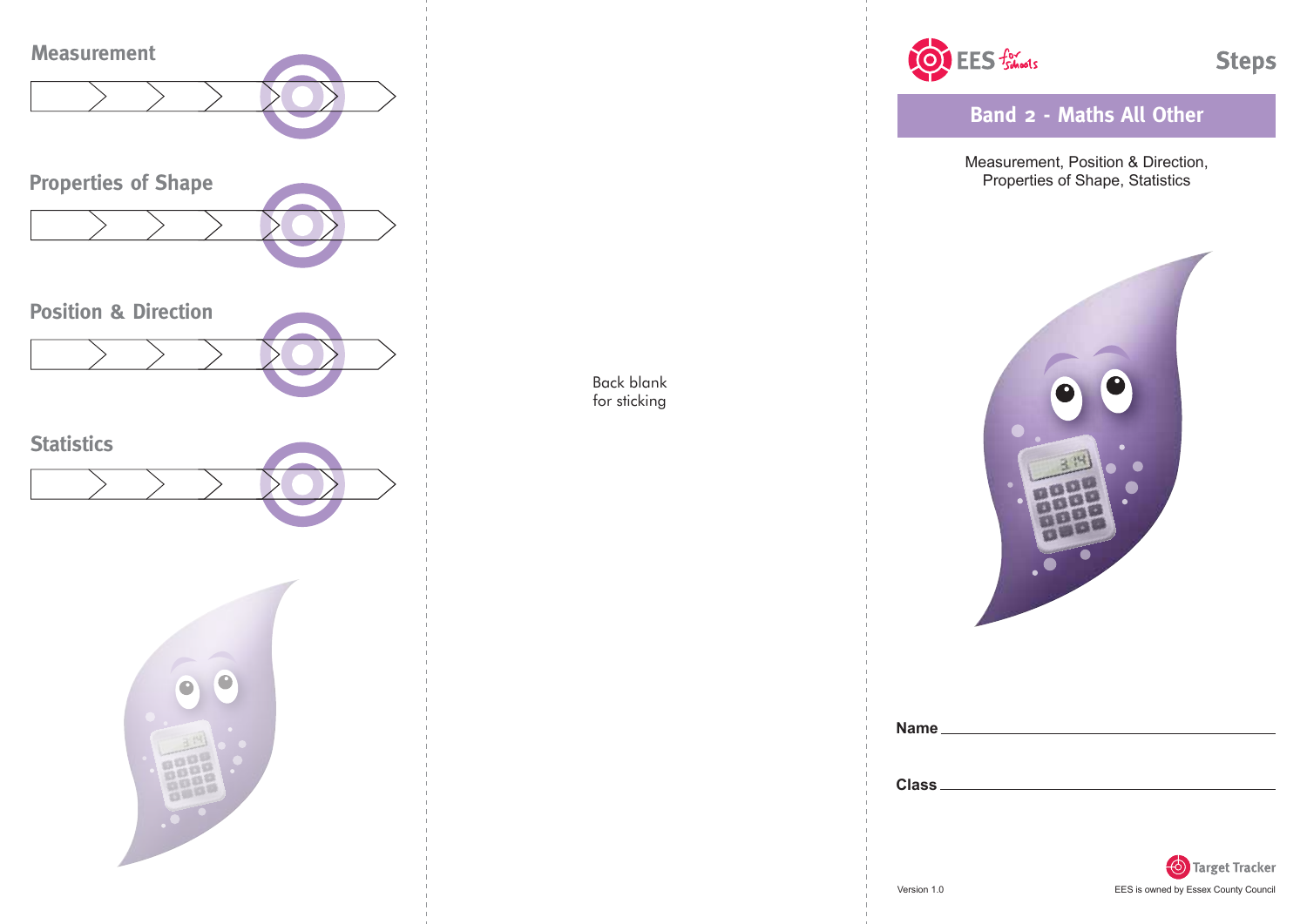## Measurement

## Properties of Shape

## Position & Direction

## Statistics

Back blank
for sticking

EES for schools

# Steps

## Band 2 - Maths All Other

Measurement, Position & Direction,
Properties of Shape, Statistics

**Name** ______________________________

**Class** ______________________________

Target Tracker

Version 1.0

EES is owned by Essex County Council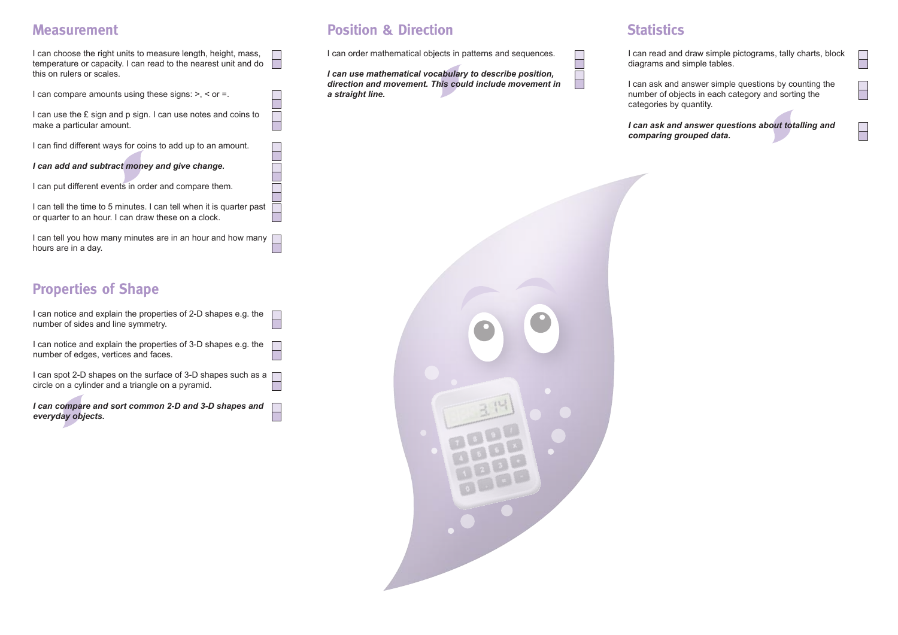## Measurement

I can choose the right units to measure length, height, mass, temperature or capacity. I can read to the nearest unit and do this on rulers or scales.

I can compare amounts using these signs: >, < or =.

I can use the £ sign and p sign. I can use notes and coins to make a particular amount.

I can find different ways for coins to add up to an amount.

***I can add and subtract money and give change.***

I can put different events in order and compare them.

I can tell the time to 5 minutes. I can tell when it is quarter past or quarter to an hour. I can draw these on a clock.

I can tell you how many minutes are in an hour and how many hours are in a day.

## Properties of Shape

I can notice and explain the properties of 2-D shapes e.g. the number of sides and line symmetry.

I can notice and explain the properties of 3-D shapes e.g. the number of edges, vertices and faces.

I can spot 2-D shapes on the surface of 3-D shapes such as a circle on a cylinder and a triangle on a pyramid.

***I can compare and sort common 2-D and 3-D shapes and everyday objects.***

## Position & Direction

I can order mathematical objects in patterns and sequences.

***I can use mathematical vocabulary to describe position, direction and movement. This could include movement in a straight line.***

## Statistics

I can read and draw simple pictograms, tally charts, block diagrams and simple tables.

I can ask and answer simple questions by counting the number of objects in each category and sorting the categories by quantity.

***I can ask and answer questions about totalling and comparing grouped data.***